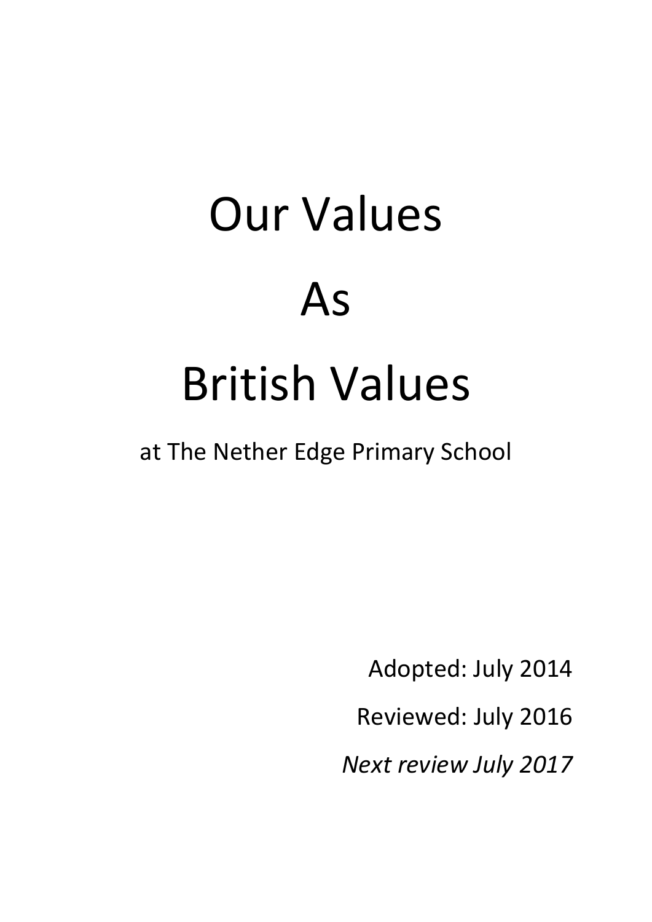# Our Values

# As

# British Values

at The Nether Edge Primary School

Adopted: July 2014

Reviewed: July 2016

*Next review July 2017*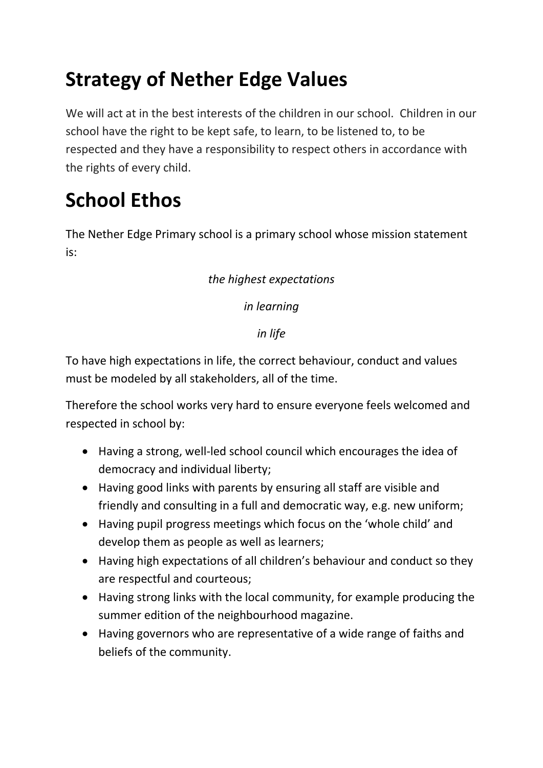# Strategy of Nether Edge Values

We will act at in the best interests of the children in our school. Children in our school have the right to be kept safe, to learn, to be listened to, to be respected and they have a responsibility to respect others in accordance with the rights of every child.

# School Ethos

The Nether Edge Primary school is a primary school whose mission statement is:

*the highest expectations*

*in learning*

*in life*

To have high expectations in life, the correct behaviour, conduct and values must be modeled by all stakeholders, all of the time.

Therefore the school works very hard to ensure everyone feels welcomed and respected in school by:

- Having a strong, well-led school council which encourages the idea of democracy and individual liberty;
- Having good links with parents by ensuring all staff are visible and friendly and consulting in a full and democratic way, e.g. new uniform;
- Having pupil progress meetings which focus on the 'whole child' and develop them as people as well as learners;
- Having high expectations of all children's behaviour and conduct so they are respectful and courteous;
- Having strong links with the local community, for example producing the summer edition of the neighbourhood magazine.
- Having governors who are representative of a wide range of faiths and beliefs of the community.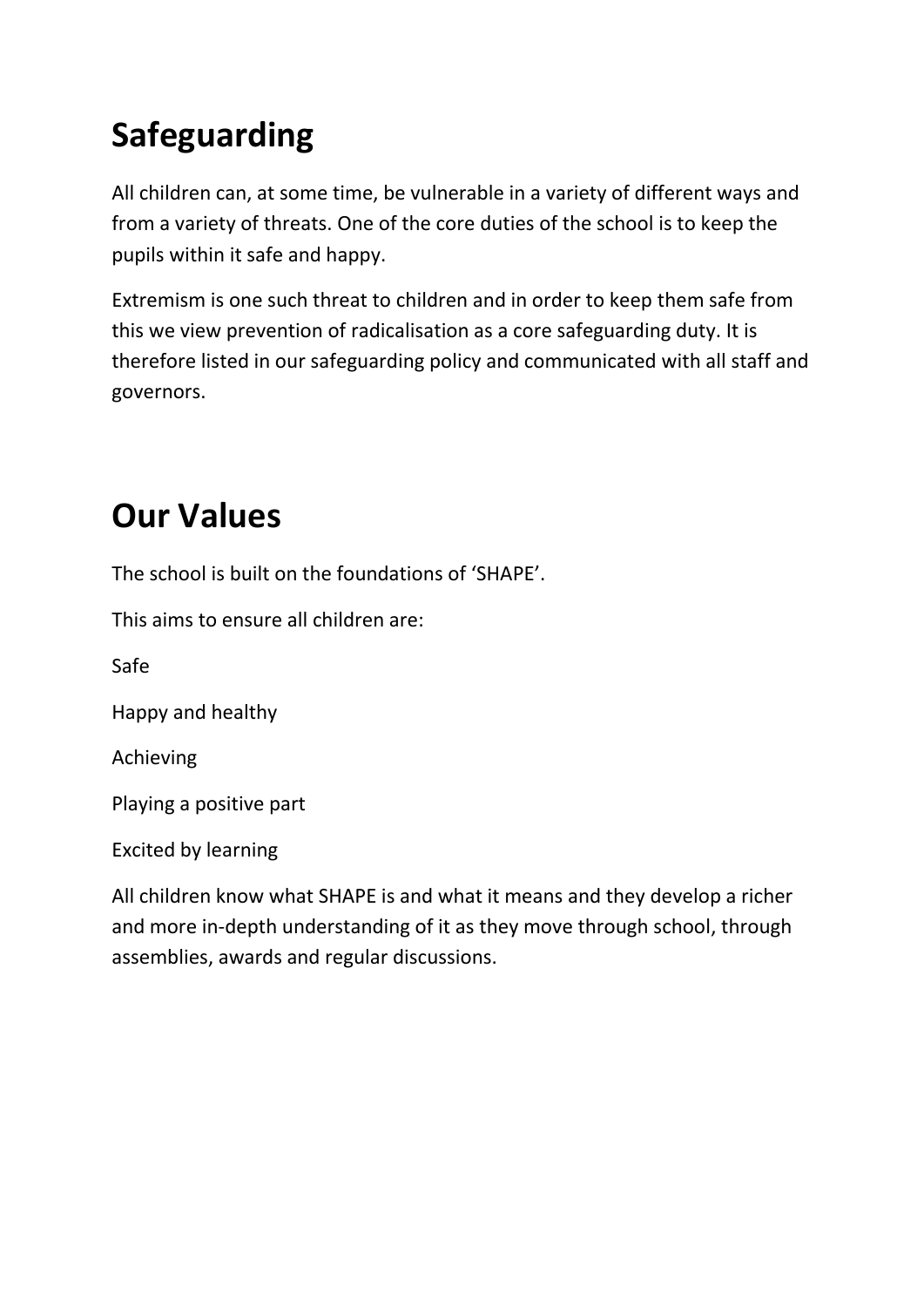# Safeguarding

All children can, at some time, be vulnerable in a variety of different ways and from a variety of threats. One of the core duties of the school is to keep the pupils within it safe and happy.

Extremism is one such threat to children and in order to keep them safe from this we view prevention of radicalisation as a core safeguarding duty. It is therefore listed in our safeguarding policy and communicated with all staff and governors.

# Our Values

The school is built on the foundations of 'SHAPE'.

This aims to ensure all children are:

Safe

Happy and healthy

Achieving

Playing a positive part

Excited by learning

All children know what SHAPE is and what it means and they develop a richer and more in-depth understanding of it as they move through school, through assemblies, awards and regular discussions.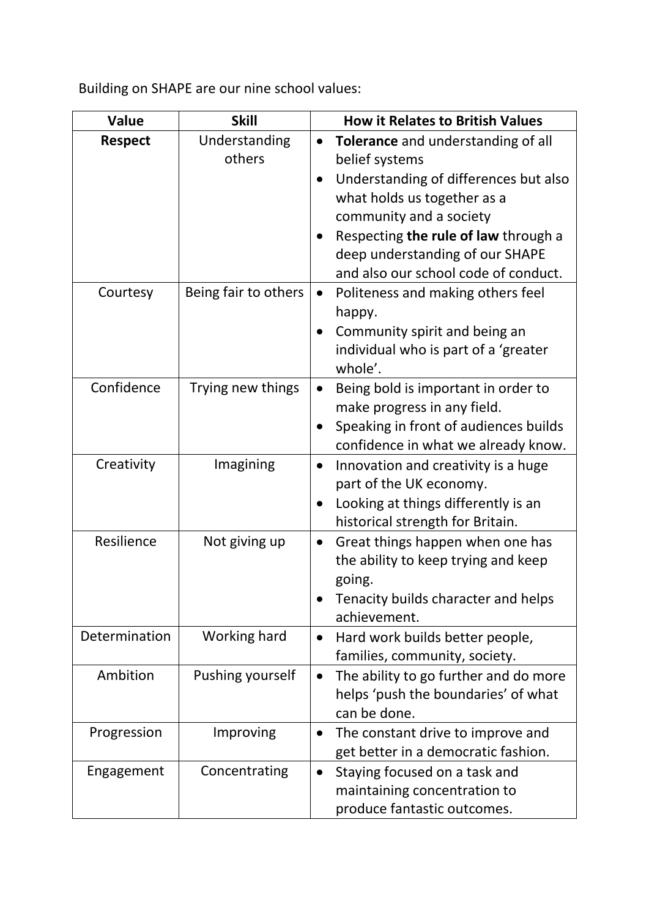Building on SHAPE are our nine school values:

| Value | Skill | How it Relates to British Values |
|---|---|---|
| **Respect** | Understanding others | • **Tolerance** and understanding of all belief systems<br>• Understanding of differences but also what holds us together as a community and a society<br>• Respecting **the rule of law** through a deep understanding of our SHAPE and also our school code of conduct. |
| Courtesy | Being fair to others | • Politeness and making others feel happy.<br>• Community spirit and being an individual who is part of a 'greater whole'. |
| Confidence | Trying new things | • Being bold is important in order to make progress in any field.<br>• Speaking in front of audiences builds confidence in what we already know. |
| Creativity | Imagining | • Innovation and creativity is a huge part of the UK economy.<br>• Looking at things differently is an historical strength for Britain. |
| Resilience | Not giving up | • Great things happen when one has the ability to keep trying and keep going.<br>• Tenacity builds character and helps achievement. |
| Determination | Working hard | • Hard work builds better people, families, community, society. |
| Ambition | Pushing yourself | • The ability to go further and do more helps 'push the boundaries' of what can be done. |
| Progression | Improving | • The constant drive to improve and get better in a democratic fashion. |
| Engagement | Concentrating | • Staying focused on a task and maintaining concentration to produce fantastic outcomes. |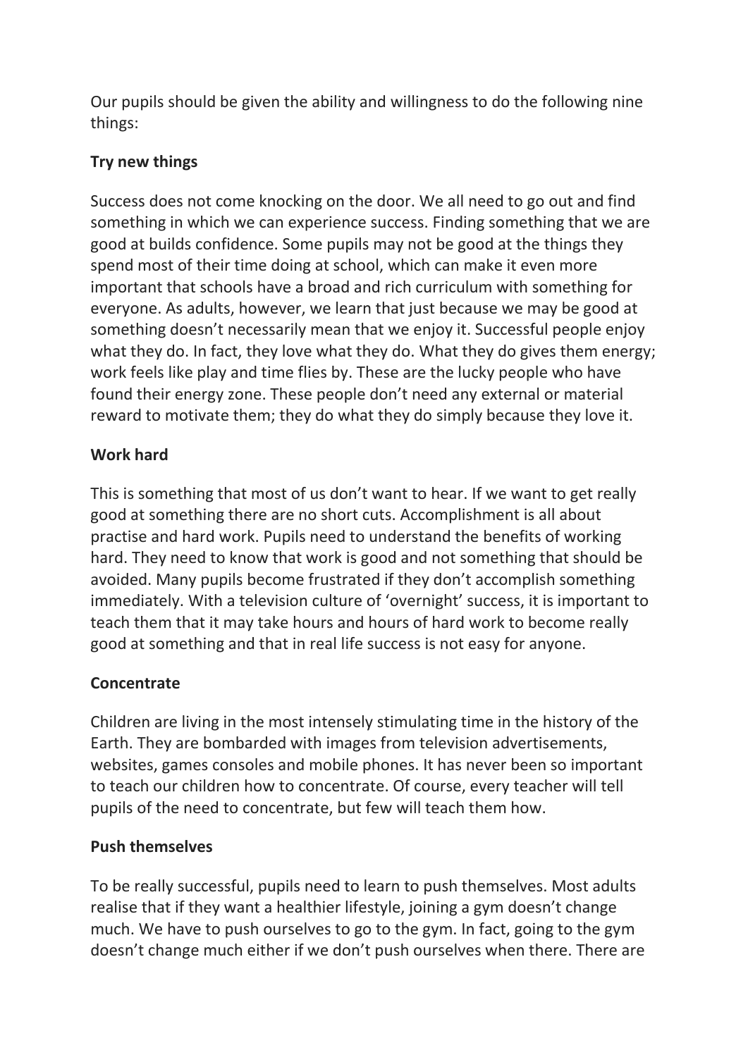Our pupils should be given the ability and willingness to do the following nine things:

**Try new things**

Success does not come knocking on the door. We all need to go out and find something in which we can experience success. Finding something that we are good at builds confidence. Some pupils may not be good at the things they spend most of their time doing at school, which can make it even more important that schools have a broad and rich curriculum with something for everyone. As adults, however, we learn that just because we may be good at something doesn't necessarily mean that we enjoy it. Successful people enjoy what they do. In fact, they love what they do. What they do gives them energy; work feels like play and time flies by. These are the lucky people who have found their energy zone. These people don't need any external or material reward to motivate them; they do what they do simply because they love it.

**Work hard**

This is something that most of us don't want to hear. If we want to get really good at something there are no short cuts. Accomplishment is all about practise and hard work. Pupils need to understand the benefits of working hard. They need to know that work is good and not something that should be avoided. Many pupils become frustrated if they don't accomplish something immediately. With a television culture of 'overnight' success, it is important to teach them that it may take hours and hours of hard work to become really good at something and that in real life success is not easy for anyone.

**Concentrate**

Children are living in the most intensely stimulating time in the history of the Earth. They are bombarded with images from television advertisements, websites, games consoles and mobile phones. It has never been so important to teach our children how to concentrate. Of course, every teacher will tell pupils of the need to concentrate, but few will teach them how.

**Push themselves**

To be really successful, pupils need to learn to push themselves. Most adults realise that if they want a healthier lifestyle, joining a gym doesn't change much. We have to push ourselves to go to the gym. In fact, going to the gym doesn't change much either if we don't push ourselves when there. There are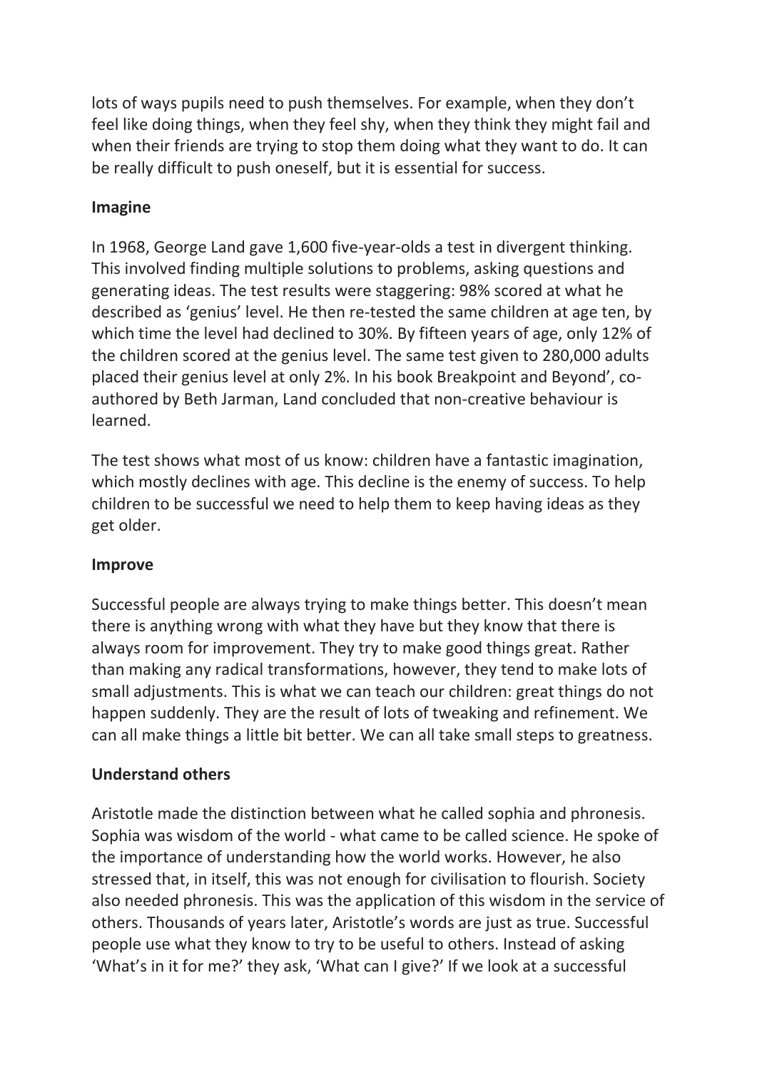lots of ways pupils need to push themselves. For example, when they don't feel like doing things, when they feel shy, when they think they might fail and when their friends are trying to stop them doing what they want to do. It can be really difficult to push oneself, but it is essential for success.

**Imagine**

In 1968, George Land gave 1,600 five-year-olds a test in divergent thinking. This involved finding multiple solutions to problems, asking questions and generating ideas. The test results were staggering: 98% scored at what he described as 'genius' level. He then re-tested the same children at age ten, by which time the level had declined to 30%. By fifteen years of age, only 12% of the children scored at the genius level. The same test given to 280,000 adults placed their genius level at only 2%. In his book Breakpoint and Beyond', co-authored by Beth Jarman, Land concluded that non-creative behaviour is learned.

The test shows what most of us know: children have a fantastic imagination, which mostly declines with age. This decline is the enemy of success. To help children to be successful we need to help them to keep having ideas as they get older.

**Improve**

Successful people are always trying to make things better. This doesn't mean there is anything wrong with what they have but they know that there is always room for improvement. They try to make good things great. Rather than making any radical transformations, however, they tend to make lots of small adjustments. This is what we can teach our children: great things do not happen suddenly. They are the result of lots of tweaking and refinement. We can all make things a little bit better. We can all take small steps to greatness.

**Understand others**

Aristotle made the distinction between what he called sophia and phronesis. Sophia was wisdom of the world - what came to be called science. He spoke of the importance of understanding how the world works. However, he also stressed that, in itself, this was not enough for civilisation to flourish. Society also needed phronesis. This was the application of this wisdom in the service of others. Thousands of years later, Aristotle's words are just as true. Successful people use what they know to try to be useful to others. Instead of asking 'What's in it for me?' they ask, 'What can I give?' If we look at a successful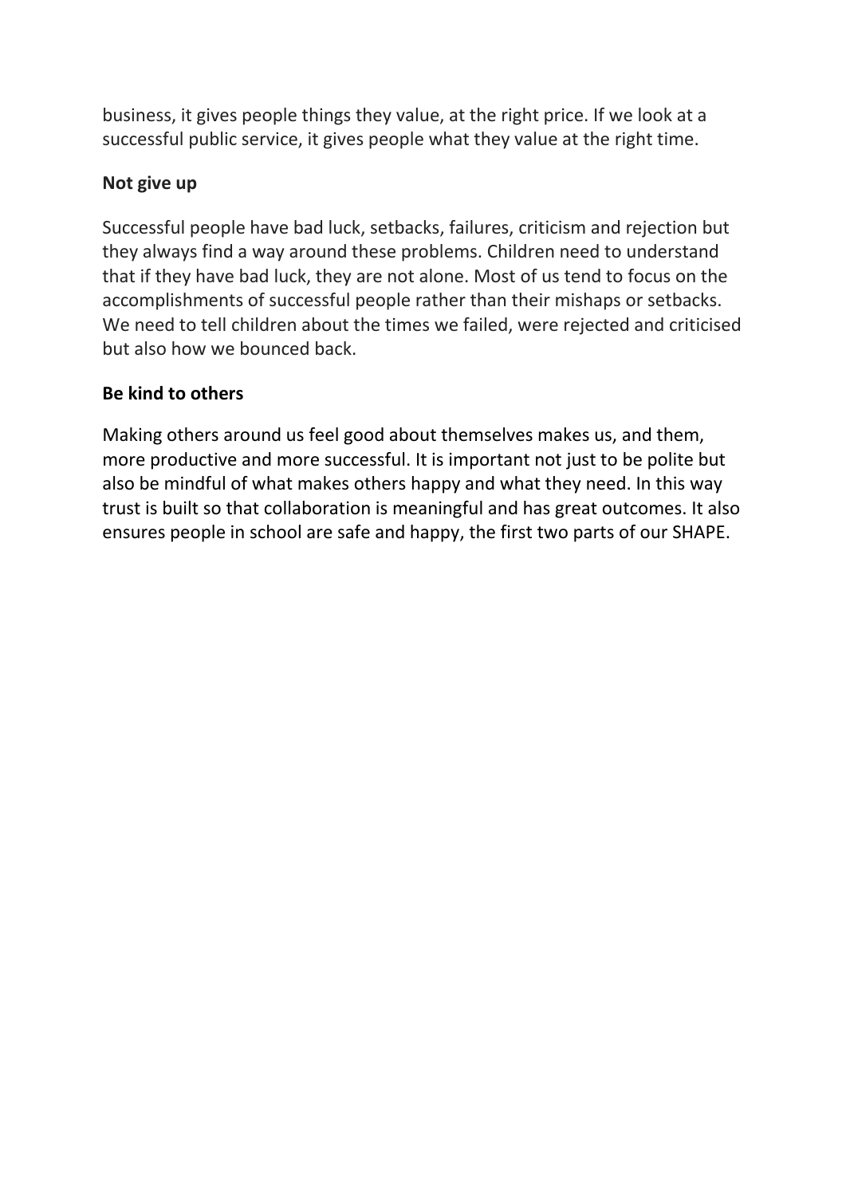business, it gives people things they value, at the right price. If we look at a successful public service, it gives people what they value at the right time.

**Not give up**

Successful people have bad luck, setbacks, failures, criticism and rejection but they always find a way around these problems. Children need to understand that if they have bad luck, they are not alone. Most of us tend to focus on the accomplishments of successful people rather than their mishaps or setbacks. We need to tell children about the times we failed, were rejected and criticised but also how we bounced back.

**Be kind to others**

Making others around us feel good about themselves makes us, and them, more productive and more successful. It is important not just to be polite but also be mindful of what makes others happy and what they need. In this way trust is built so that collaboration is meaningful and has great outcomes. It also ensures people in school are safe and happy, the first two parts of our SHAPE.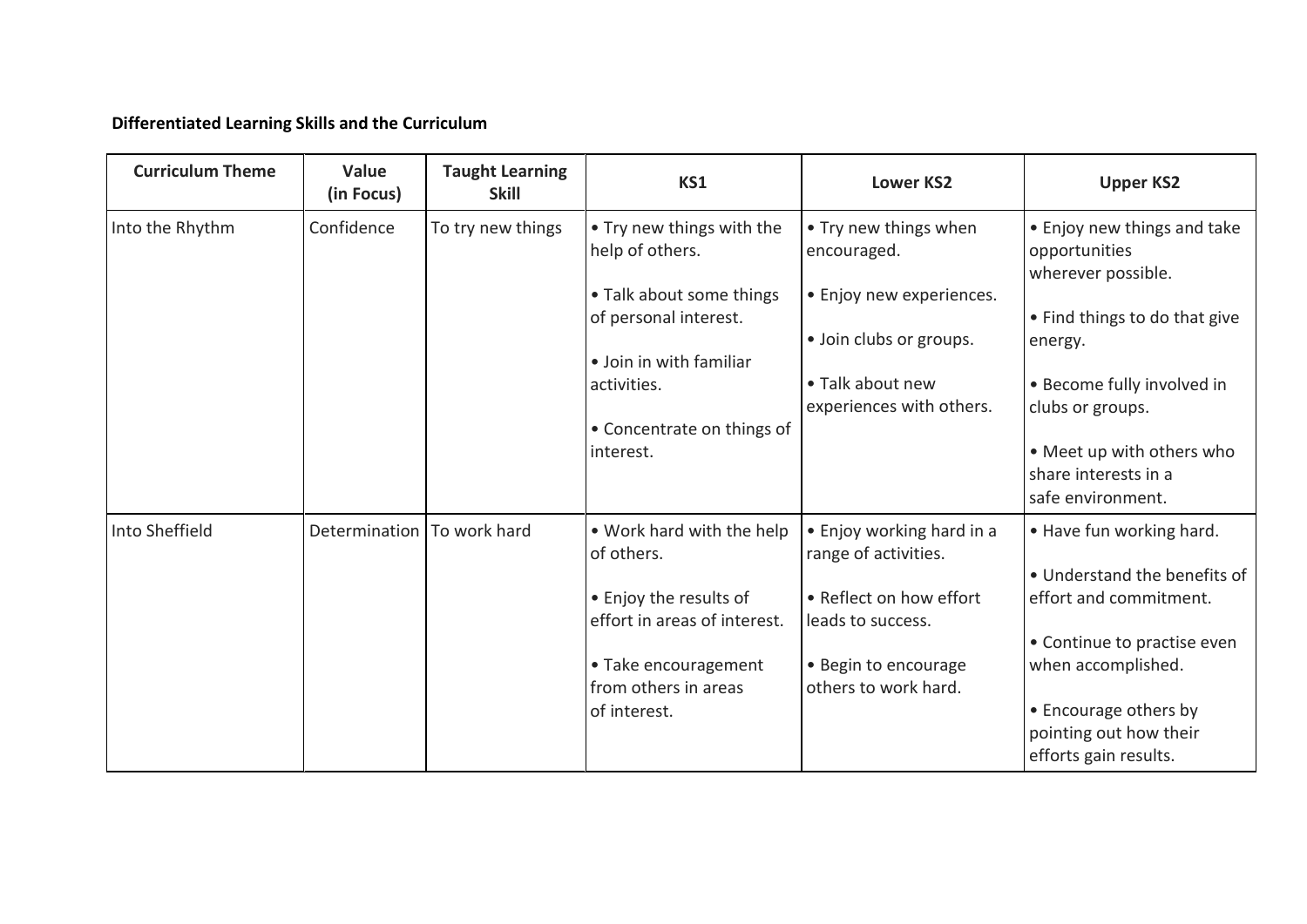**Differentiated Learning Skills and the Curriculum**

| Curriculum Theme | Value (in Focus) | Taught Learning Skill | KS1 | Lower KS2 | Upper KS2 |
|---|---|---|---|---|---|
| Into the Rhythm | Confidence | To try new things | • Try new things with the help of others.<br><br>• Talk about some things of personal interest.<br><br>• Join in with familiar activities.<br><br>• Concentrate on things of interest. | • Try new things when encouraged.<br><br>• Enjoy new experiences.<br><br>• Join clubs or groups.<br><br>• Talk about new experiences with others. | • Enjoy new things and take opportunities wherever possible.<br><br>• Find things to do that give energy.<br><br>• Become fully involved in clubs or groups.<br><br>• Meet up with others who share interests in a safe environment. |
| Into Sheffield | Determination | To work hard | • Work hard with the help of others.<br><br>• Enjoy the results of effort in areas of interest.<br><br>• Take encouragement from others in areas of interest. | • Enjoy working hard in a range of activities.<br><br>• Reflect on how effort leads to success.<br><br>• Begin to encourage others to work hard. | • Have fun working hard.<br><br>• Understand the benefits of effort and commitment.<br><br>• Continue to practise even when accomplished.<br><br>• Encourage others by pointing out how their efforts gain results. |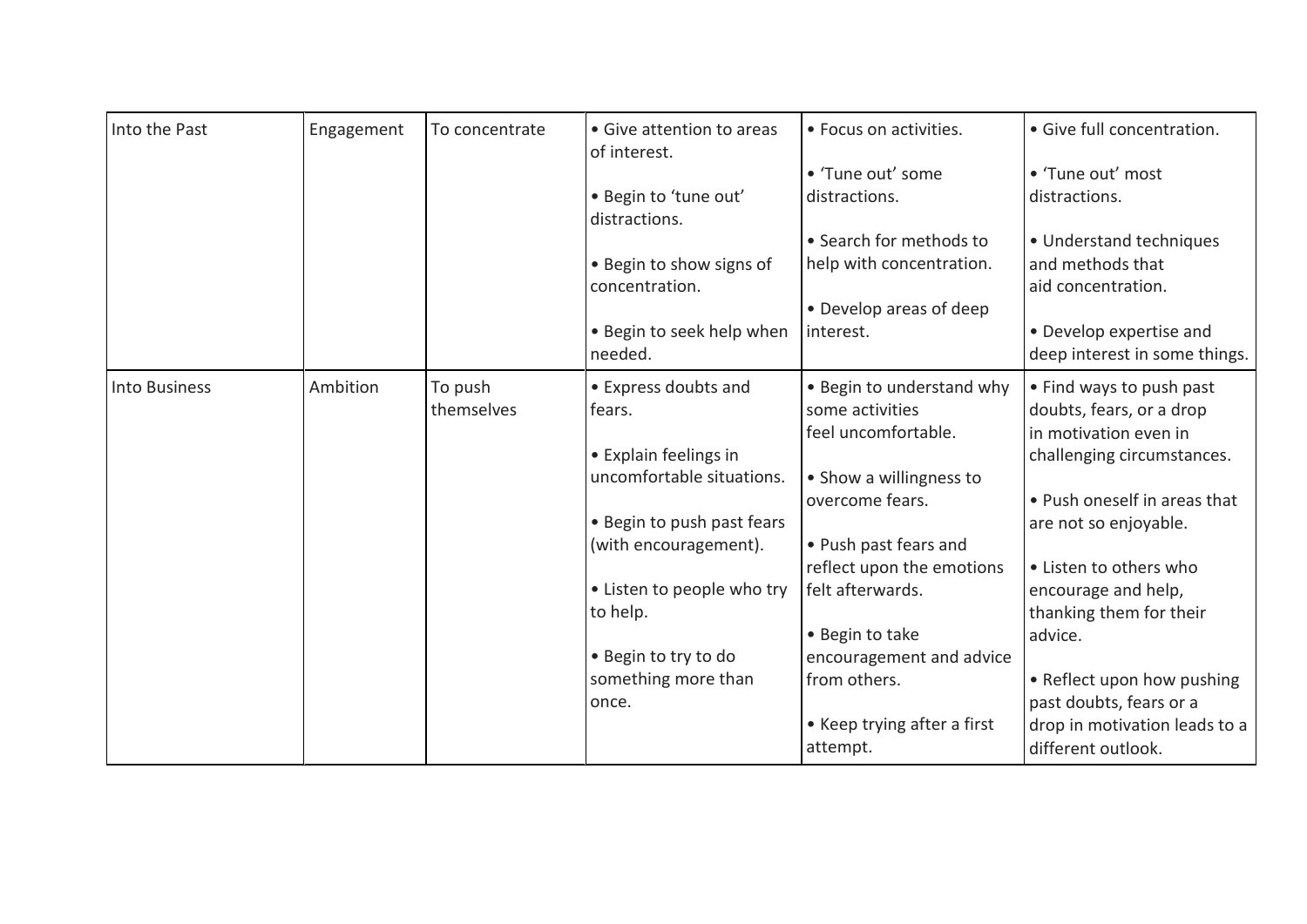| | | | | | |
|---|---|---|---|---|---|
| Into the Past | Engagement | To concentrate | • Give attention to areas of interest.<br><br>• Begin to 'tune out' distractions.<br><br>• Begin to show signs of concentration.<br><br>• Begin to seek help when needed. | • Focus on activities.<br><br>• 'Tune out' some distractions.<br><br>• Search for methods to help with concentration.<br><br>• Develop areas of deep interest. | • Give full concentration.<br><br>• 'Tune out' most distractions.<br><br>• Understand techniques and methods that aid concentration.<br><br>• Develop expertise and deep interest in some things. |
| Into Business | Ambition | To push themselves | • Express doubts and fears.<br><br>• Explain feelings in uncomfortable situations.<br><br>• Begin to push past fears (with encouragement).<br><br>• Listen to people who try to help.<br><br>• Begin to try to do something more than once. | • Begin to understand why some activities feel uncomfortable.<br><br>• Show a willingness to overcome fears.<br><br>• Push past fears and reflect upon the emotions felt afterwards.<br><br>• Begin to take encouragement and advice from others.<br><br>• Keep trying after a first attempt. | • Find ways to push past doubts, fears, or a drop in motivation even in challenging circumstances.<br><br>• Push oneself in areas that are not so enjoyable.<br><br>• Listen to others who encourage and help, thanking them for their advice.<br><br>• Reflect upon how pushing past doubts, fears or a drop in motivation leads to a different outlook. |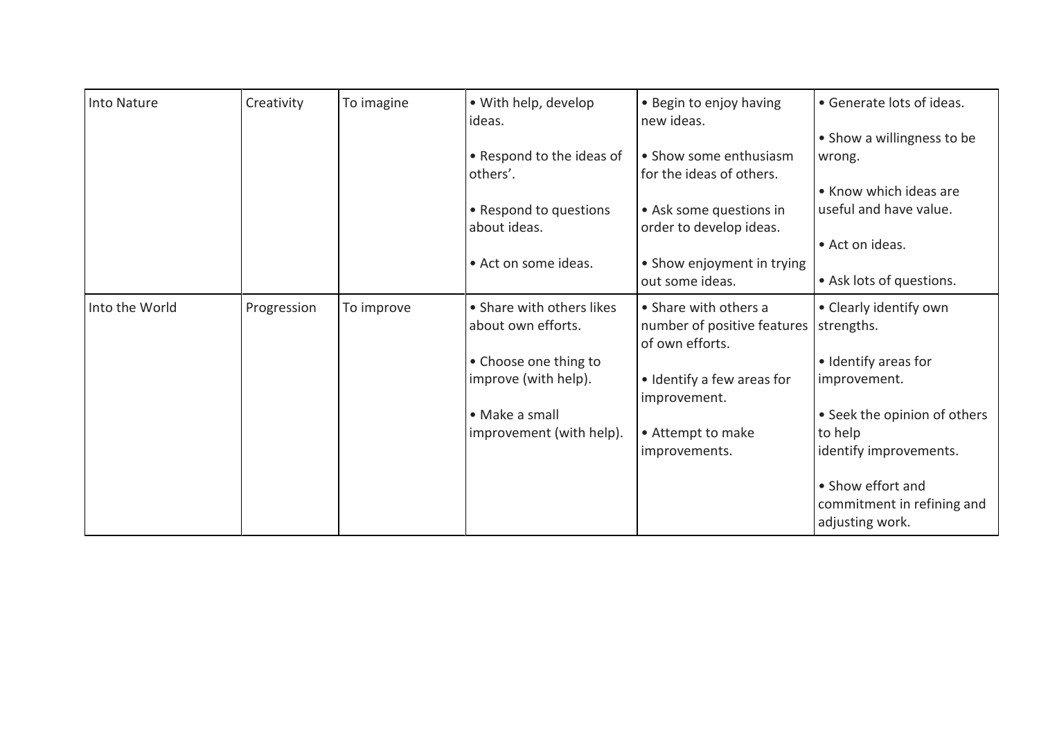| | | | | | |
|---|---|---|---|---|---|
| Into Nature | Creativity | To imagine | • With help, develop ideas.<br><br>• Respond to the ideas of others'.<br><br>• Respond to questions about ideas.<br><br>• Act on some ideas. | • Begin to enjoy having new ideas.<br><br>• Show some enthusiasm for the ideas of others.<br><br>• Ask some questions in order to develop ideas.<br><br>• Show enjoyment in trying out some ideas. | • Generate lots of ideas.<br><br>• Show a willingness to be wrong.<br><br>• Know which ideas are useful and have value.<br><br>• Act on ideas.<br><br>• Ask lots of questions. |
| Into the World | Progression | To improve | • Share with others likes about own efforts.<br><br>• Choose one thing to improve (with help).<br><br>• Make a small improvement (with help). | • Share with others a number of positive features of own efforts.<br><br>• Identify a few areas for improvement.<br><br>• Attempt to make improvements. | • Clearly identify own strengths.<br><br>• Identify areas for improvement.<br><br>• Seek the opinion of others to help identify improvements.<br><br>• Show effort and commitment in refining and adjusting work. |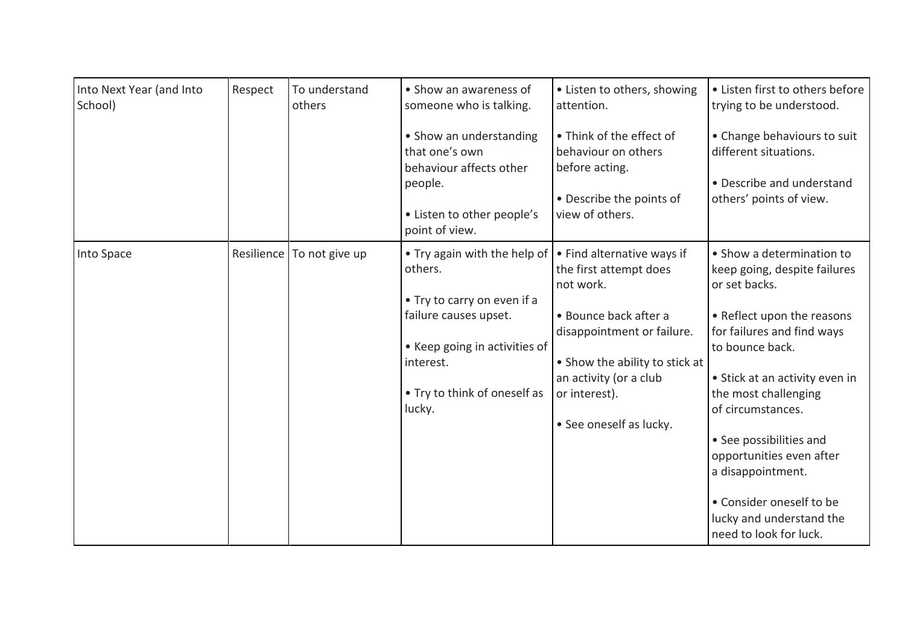| Into Next Year (and Into School) | Respect | To understand others | • Show an awareness of someone who is talking.<br><br>• Show an understanding that one's own behaviour affects other people.<br><br>• Listen to other people's point of view. | • Listen to others, showing attention.<br><br>• Think of the effect of behaviour on others before acting.<br><br>• Describe the points of view of others. | • Listen first to others before trying to be understood.<br><br>• Change behaviours to suit different situations.<br><br>• Describe and understand others' points of view. |
|---|---|---|---|---|---|
| Into Space | Resilience | To not give up | • Try again with the help of others.<br><br>• Try to carry on even if a failure causes upset.<br><br>• Keep going in activities of interest.<br><br>• Try to think of oneself as lucky. | • Find alternative ways if the first attempt does not work.<br><br>• Bounce back after a disappointment or failure.<br><br>• Show the ability to stick at an activity (or a club or interest).<br><br>• See oneself as lucky. | • Show a determination to keep going, despite failures or set backs.<br><br>• Reflect upon the reasons for failures and find ways to bounce back.<br><br>• Stick at an activity even in the most challenging of circumstances.<br><br>• See possibilities and opportunities even after a disappointment.<br><br>• Consider oneself to be lucky and understand the need to look for luck. |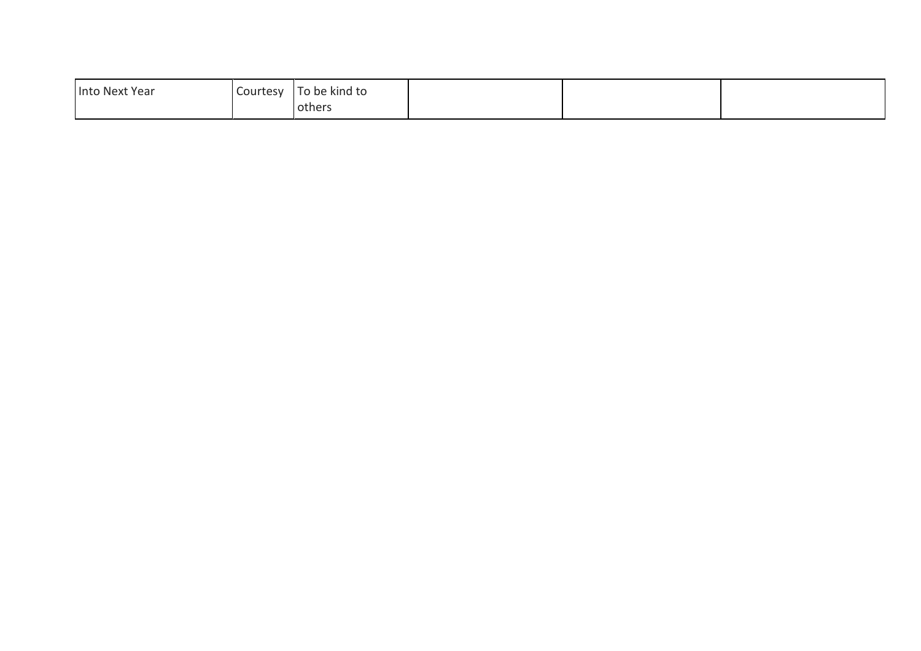| Into Next Year | Courtesy | To be kind to others | | | |
|---|---|---|---|---|---|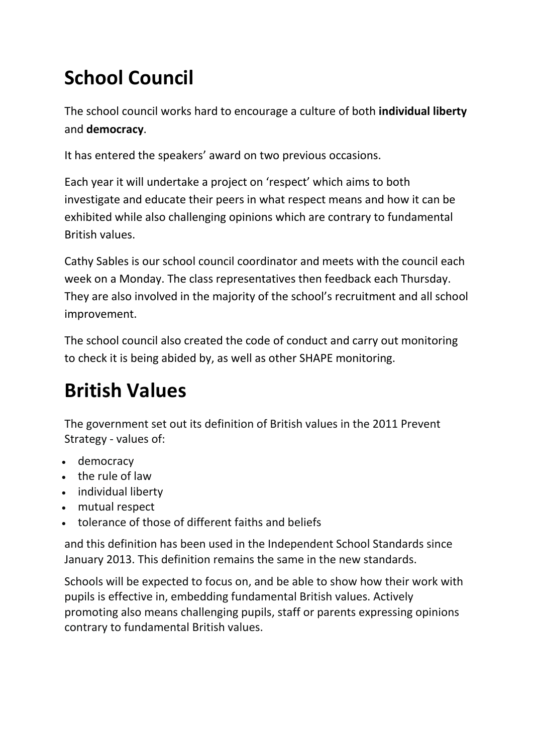# School Council

The school council works hard to encourage a culture of both **individual liberty** and **democracy**.

It has entered the speakers' award on two previous occasions.

Each year it will undertake a project on 'respect' which aims to both investigate and educate their peers in what respect means and how it can be exhibited while also challenging opinions which are contrary to fundamental British values.

Cathy Sables is our school council coordinator and meets with the council each week on a Monday. The class representatives then feedback each Thursday. They are also involved in the majority of the school's recruitment and all school improvement.

The school council also created the code of conduct and carry out monitoring to check it is being abided by, as well as other SHAPE monitoring.

# British Values

The government set out its definition of British values in the 2011 Prevent Strategy - values of:

- democracy
- the rule of law
- individual liberty
- mutual respect
- tolerance of those of different faiths and beliefs

and this definition has been used in the Independent School Standards since January 2013. This definition remains the same in the new standards.

Schools will be expected to focus on, and be able to show how their work with pupils is effective in, embedding fundamental British values. Actively promoting also means challenging pupils, staff or parents expressing opinions contrary to fundamental British values.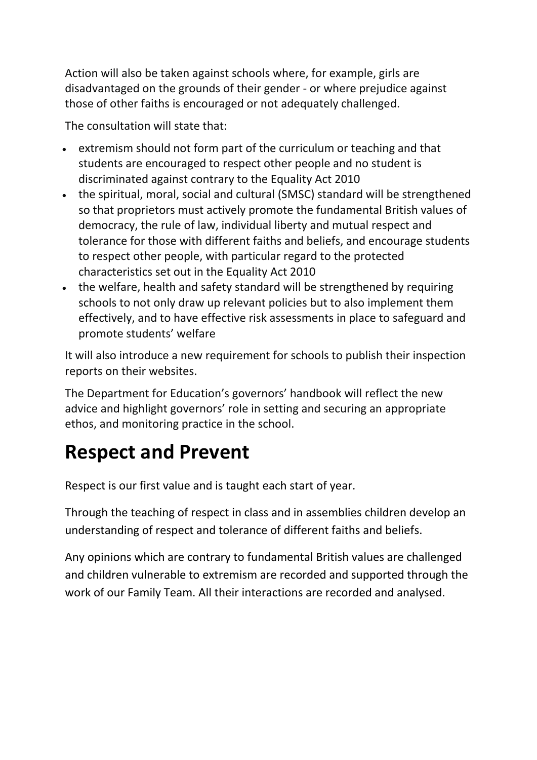Action will also be taken against schools where, for example, girls are disadvantaged on the grounds of their gender - or where prejudice against those of other faiths is encouraged or not adequately challenged.

The consultation will state that:

- extremism should not form part of the curriculum or teaching and that students are encouraged to respect other people and no student is discriminated against contrary to the Equality Act 2010
- the spiritual, moral, social and cultural (SMSC) standard will be strengthened so that proprietors must actively promote the fundamental British values of democracy, the rule of law, individual liberty and mutual respect and tolerance for those with different faiths and beliefs, and encourage students to respect other people, with particular regard to the protected characteristics set out in the Equality Act 2010
- the welfare, health and safety standard will be strengthened by requiring schools to not only draw up relevant policies but to also implement them effectively, and to have effective risk assessments in place to safeguard and promote students' welfare

It will also introduce a new requirement for schools to publish their inspection reports on their websites.

The Department for Education's governors' handbook will reflect the new advice and highlight governors' role in setting and securing an appropriate ethos, and monitoring practice in the school.

# Respect and Prevent

Respect is our first value and is taught each start of year.

Through the teaching of respect in class and in assemblies children develop an understanding of respect and tolerance of different faiths and beliefs.

Any opinions which are contrary to fundamental British values are challenged and children vulnerable to extremism are recorded and supported through the work of our Family Team. All their interactions are recorded and analysed.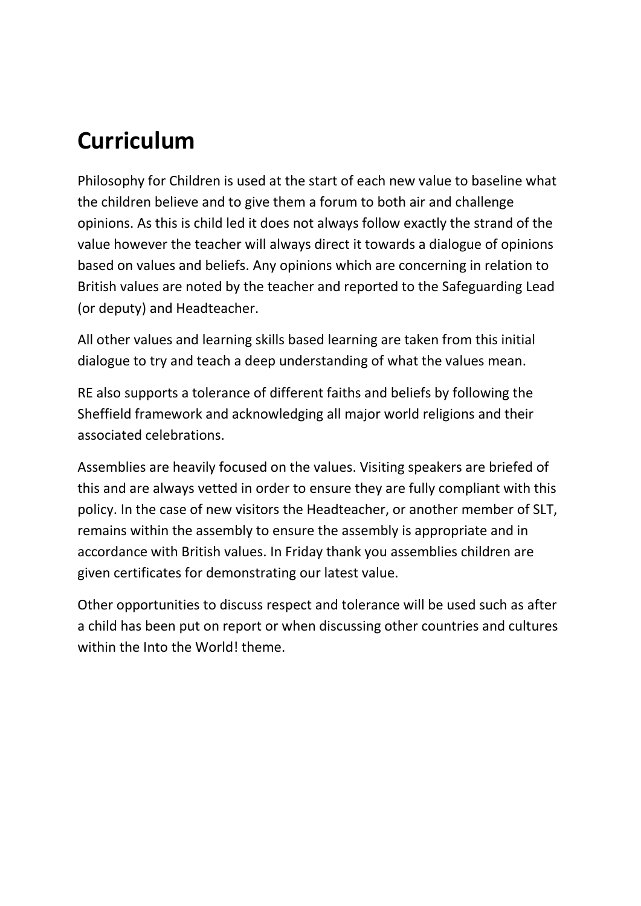# Curriculum

Philosophy for Children is used at the start of each new value to baseline what the children believe and to give them a forum to both air and challenge opinions. As this is child led it does not always follow exactly the strand of the value however the teacher will always direct it towards a dialogue of opinions based on values and beliefs. Any opinions which are concerning in relation to British values are noted by the teacher and reported to the Safeguarding Lead (or deputy) and Headteacher.

All other values and learning skills based learning are taken from this initial dialogue to try and teach a deep understanding of what the values mean.

RE also supports a tolerance of different faiths and beliefs by following the Sheffield framework and acknowledging all major world religions and their associated celebrations.

Assemblies are heavily focused on the values. Visiting speakers are briefed of this and are always vetted in order to ensure they are fully compliant with this policy. In the case of new visitors the Headteacher, or another member of SLT, remains within the assembly to ensure the assembly is appropriate and in accordance with British values. In Friday thank you assemblies children are given certificates for demonstrating our latest value.

Other opportunities to discuss respect and tolerance will be used such as after a child has been put on report or when discussing other countries and cultures within the Into the World! theme.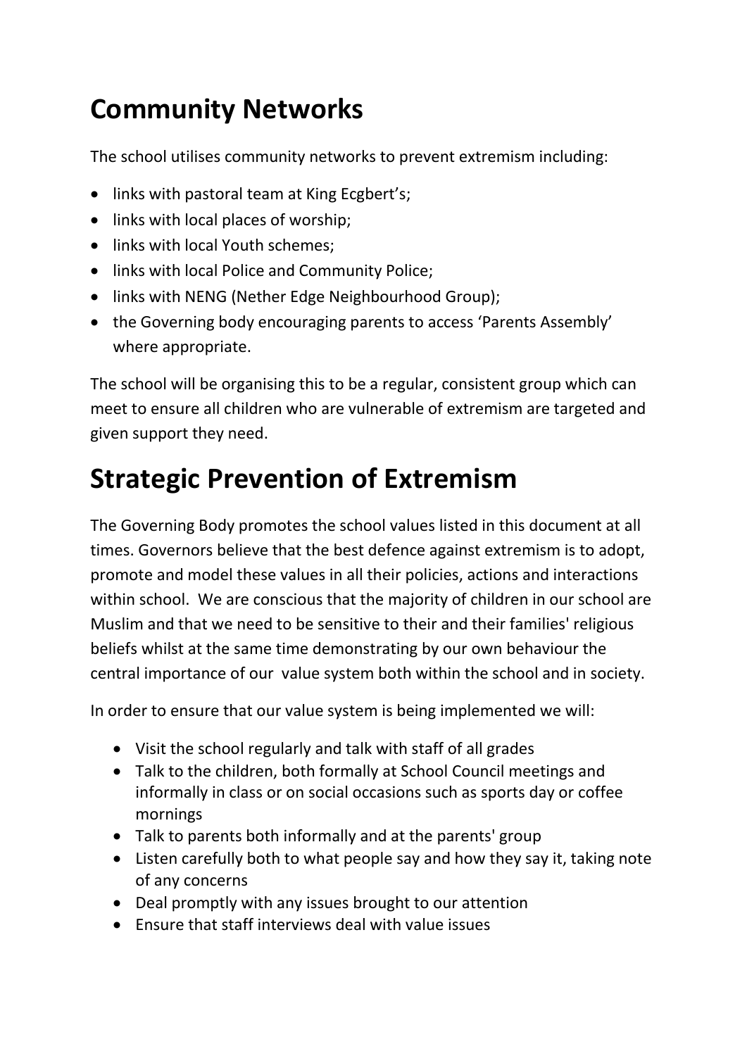# Community Networks

The school utilises community networks to prevent extremism including:

- links with pastoral team at King Ecgbert's;
- links with local places of worship;
- links with local Youth schemes;
- links with local Police and Community Police;
- links with NENG (Nether Edge Neighbourhood Group);
- the Governing body encouraging parents to access 'Parents Assembly' where appropriate.

The school will be organising this to be a regular, consistent group which can meet to ensure all children who are vulnerable of extremism are targeted and given support they need.

# Strategic Prevention of Extremism

The Governing Body promotes the school values listed in this document at all times. Governors believe that the best defence against extremism is to adopt, promote and model these values in all their policies, actions and interactions within school. We are conscious that the majority of children in our school are Muslim and that we need to be sensitive to their and their families' religious beliefs whilst at the same time demonstrating by our own behaviour the central importance of our value system both within the school and in society.

In order to ensure that our value system is being implemented we will:

- Visit the school regularly and talk with staff of all grades
- Talk to the children, both formally at School Council meetings and informally in class or on social occasions such as sports day or coffee mornings
- Talk to parents both informally and at the parents' group
- Listen carefully both to what people say and how they say it, taking note of any concerns
- Deal promptly with any issues brought to our attention
- Ensure that staff interviews deal with value issues